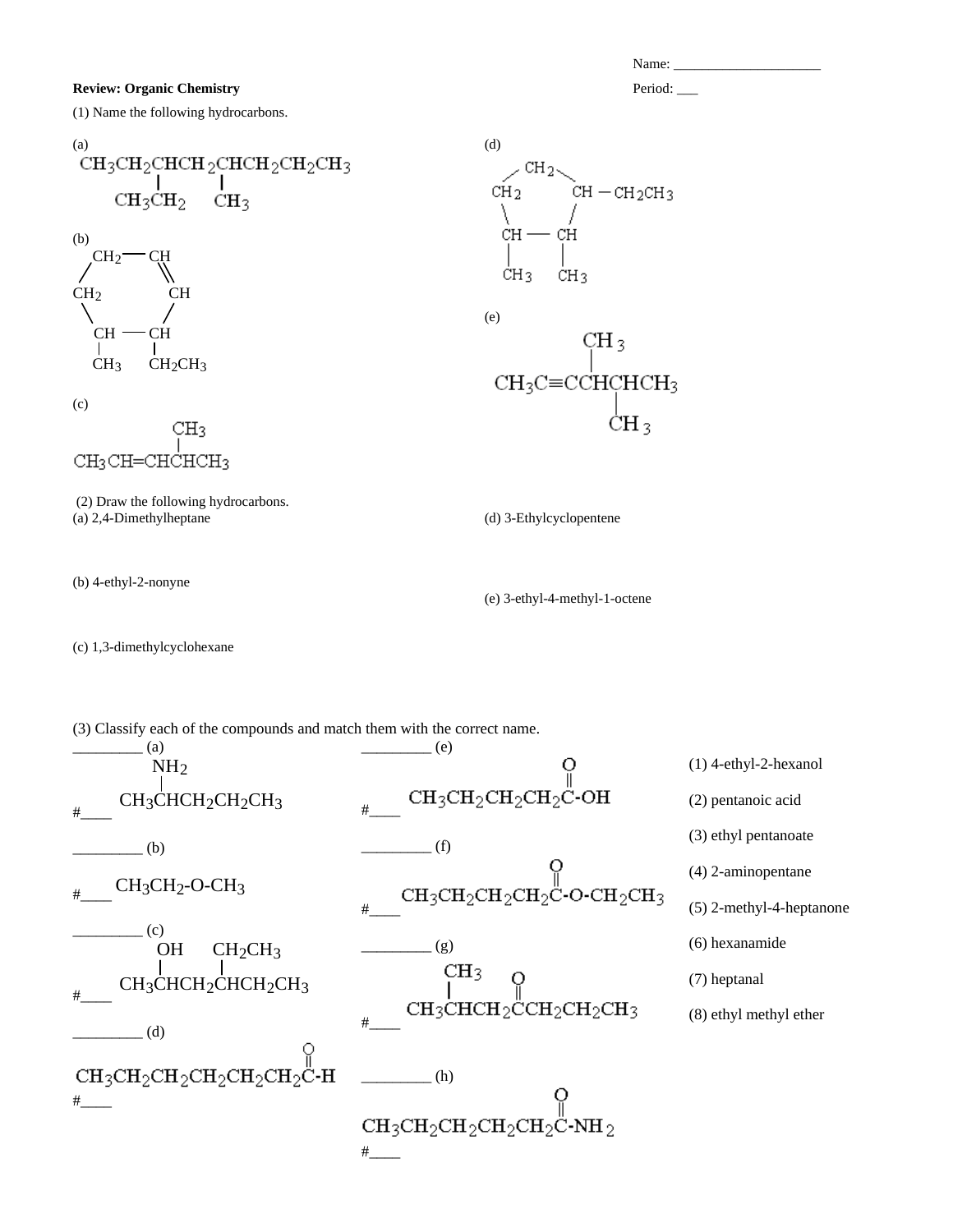Name: ____________________

**Review: Organic Chemistry**

Period: ___

(1) Name the following hydrocarbons.

(a)

$CH_3CH_2CHCH_2CHCH_2CH_2CH_3$ (with $CH_3CH_2$ on C3 and $CH_3$ on C5)

(b)

Six-membered ring: $CH_2$—$CH$=$CH$—$CH$($CH_2CH_3$)—$CH$($CH_3$)—$CH_2$—$CH_2$

(c)

$CH_3CH{=}CHCHCH_3$ (with $CH_3$ on C4)

(d)

Five-membered ring: $CH_2$—$CH_2$—$CH$($CH_3$)—$CH$($CH_3$)—$CH$($CH_2CH_3$)

(e)

$CH_3C{\equiv}CCHCHCH_3$ (with $CH_3$ on C4 and $CH_3$ on C5)

(2) Draw the following hydrocarbons.

(a) 2,4-Dimethylheptane

(b) 4-ethyl-2-nonyne

(c) 1,3-dimethylcyclohexane

(d) 3-Ethylcyclopentene

(e) 3-ethyl-4-methyl-1-octene

(3) Classify each of the compounds and match them with the correct name.

________ (a)

#____ $CH_3CHCH_2CH_2CH_3$ (with $NH_2$ on C2)

________ (b)

#____ $CH_3CH_2\text{-}O\text{-}CH_3$

________ (c)

#____ $CH_3CHCH_2CHCH_2CH_3$ (with $OH$ on C2 and $CH_2CH_3$ on C4)

________ (d)

$CH_3CH_2CH_2CH_2CH_2CH_2C(=O)\text{-}H$

#____

________ (e)

#____ $CH_3CH_2CH_2CH_2C(=O)\text{-}OH$

________ (f)

#____ $CH_3CH_2CH_2CH_2C(=O)\text{-}O\text{-}CH_2CH_3$

________ (g)

#____ $CH_3CHCH_2C(=O)CH_2CH_2CH_3$ (with $CH_3$ on C2)

________ (h)

$CH_3CH_2CH_2CH_2CH_2C(=O)\text{-}NH_2$

#____

(1) 4-ethyl-2-hexanol

(2) pentanoic acid

(3) ethyl pentanoate

(4) 2-aminopentane

(5) 2-methyl-4-heptanone

(6) hexanamide

(7) heptanal

(8) ethyl methyl ether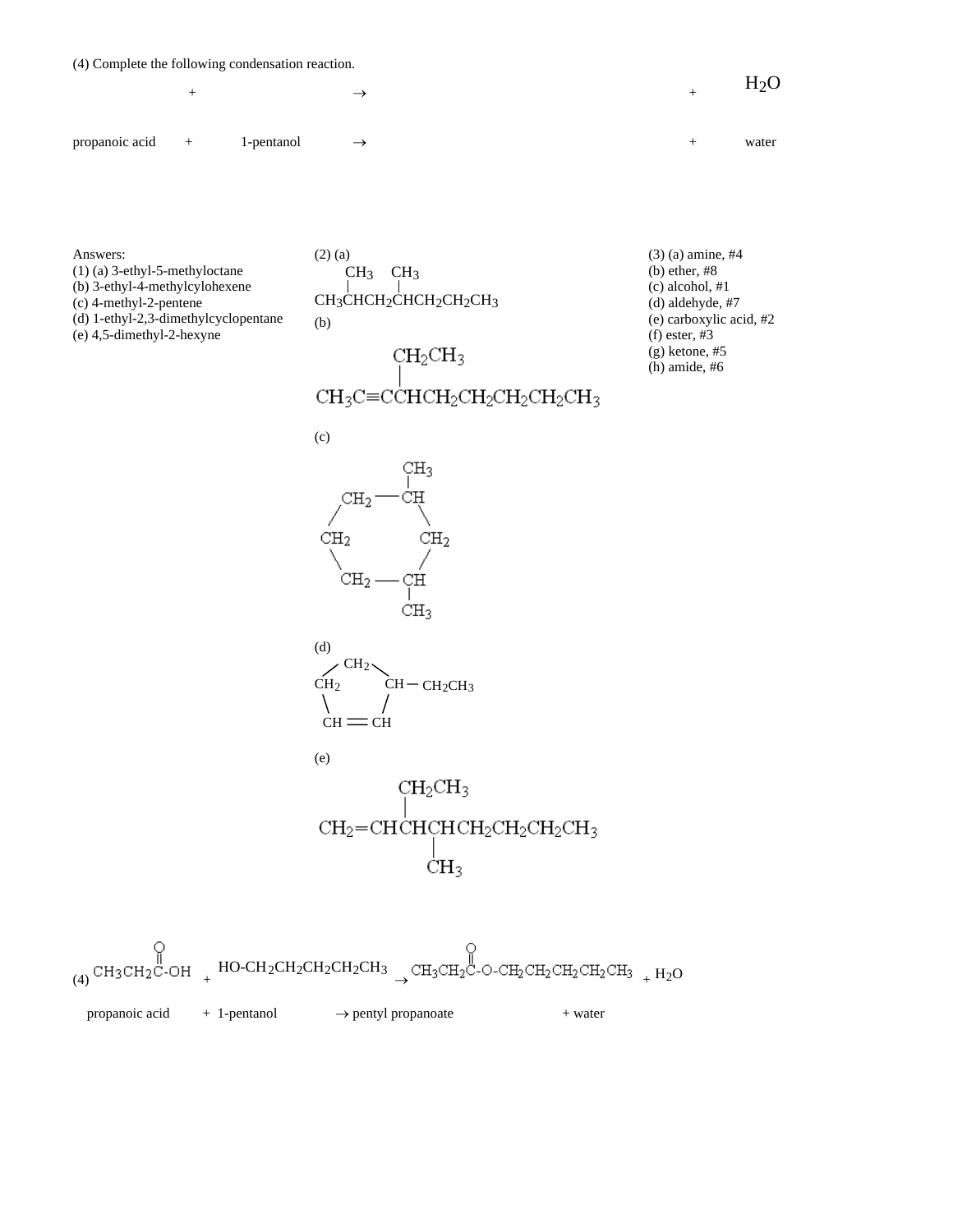(4) Complete the following condensation reaction.

$$ \quad + \quad \rightarrow \quad + \quad H_2O $$

propanoic acid + 1-pentanol → + water

Answers:

(1) (a) 3-ethyl-5-methyloctane
(b) 3-ethyl-4-methylcylohexene
(c) 4-methyl-2-pentene
(d) 1-ethyl-2,3-dimethylcyclopentane
(e) 4,5-dimethyl-2-hexyne

(2) (a)

$$ CH_3CH(CH_3)CH_2CH(CH_3)CH_2CH_2CH_3 $$

(b)

$$ CH_3C{\equiv}CCH(CH_2CH_3)CH_2CH_2CH_2CH_2CH_3 $$

(c)

Six-membered ring: $CH_2$—$CH(CH_3)$—$CH_2$—$CH(CH_3)$—$CH_2$—$CH_2$ (ring)

(d)

Five-membered ring: $CH_2$—$CH_2$—$CH(CH_2CH_3)$—$CH$=$CH$ (ring)

(e)

$$ CH_2{=}CHCH(CH_2CH_3)CH(CH_3)CH_2CH_2CH_2CH_3 $$

(3) (a) amine, #4
(b) ether, #8
(c) alcohol, #1
(d) aldehyde, #7
(e) carboxylic acid, #2
(f) ester, #3
(g) ketone, #5
(h) amide, #6

(4)

$$ CH_3CH_2\overset{O}{\overset{\|}{C}}\text{-}OH + HO\text{-}CH_2CH_2CH_2CH_2CH_3 \rightarrow CH_3CH_2\overset{O}{\overset{\|}{C}}\text{-}O\text{-}CH_2CH_2CH_2CH_2CH_3 + H_2O $$

propanoic acid + 1-pentanol → pentyl propanoate + water